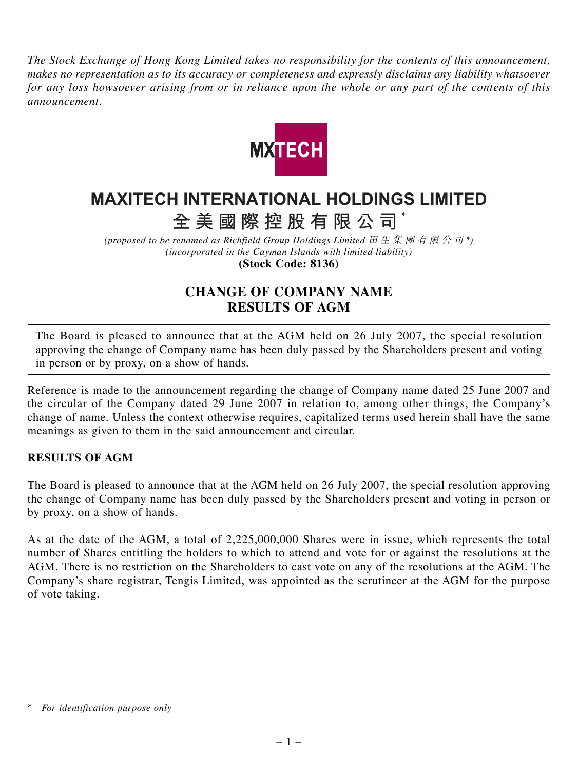*The Stock Exchange of Hong Kong Limited takes no responsibility for the contents of this announcement, makes no representation as to its accuracy or completeness and expressly disclaims any liability whatsoever for any loss howsoever arising from or in reliance upon the whole or any part of the contents of this announcement.*

MXTECH

# MAXITECH INTERNATIONAL HOLDINGS LIMITED

# 全美國際控股有限公司*

*(proposed to be renamed as Richfield Group Holdings Limited 田生集團有限公司*)*
*(incorporated in the Cayman Islands with limited liability)*
**(Stock Code: 8136)**

## CHANGE OF COMPANY NAME
## RESULTS OF AGM

The Board is pleased to announce that at the AGM held on 26 July 2007, the special resolution approving the change of Company name has been duly passed by the Shareholders present and voting in person or by proxy, on a show of hands.

Reference is made to the announcement regarding the change of Company name dated 25 June 2007 and the circular of the Company dated 29 June 2007 in relation to, among other things, the Company's change of name. Unless the context otherwise requires, capitalized terms used herein shall have the same meanings as given to them in the said announcement and circular.

### RESULTS OF AGM

The Board is pleased to announce that at the AGM held on 26 July 2007, the special resolution approving the change of Company name has been duly passed by the Shareholders present and voting in person or by proxy, on a show of hands.

As at the date of the AGM, a total of 2,225,000,000 Shares were in issue, which represents the total number of Shares entitling the holders to which to attend and vote for or against the resolutions at the AGM. There is no restriction on the Shareholders to cast vote on any of the resolutions at the AGM. The Company's share registrar, Tengis Limited, was appointed as the scrutineer at the AGM for the purpose of vote taking.

\* *For identification purpose only*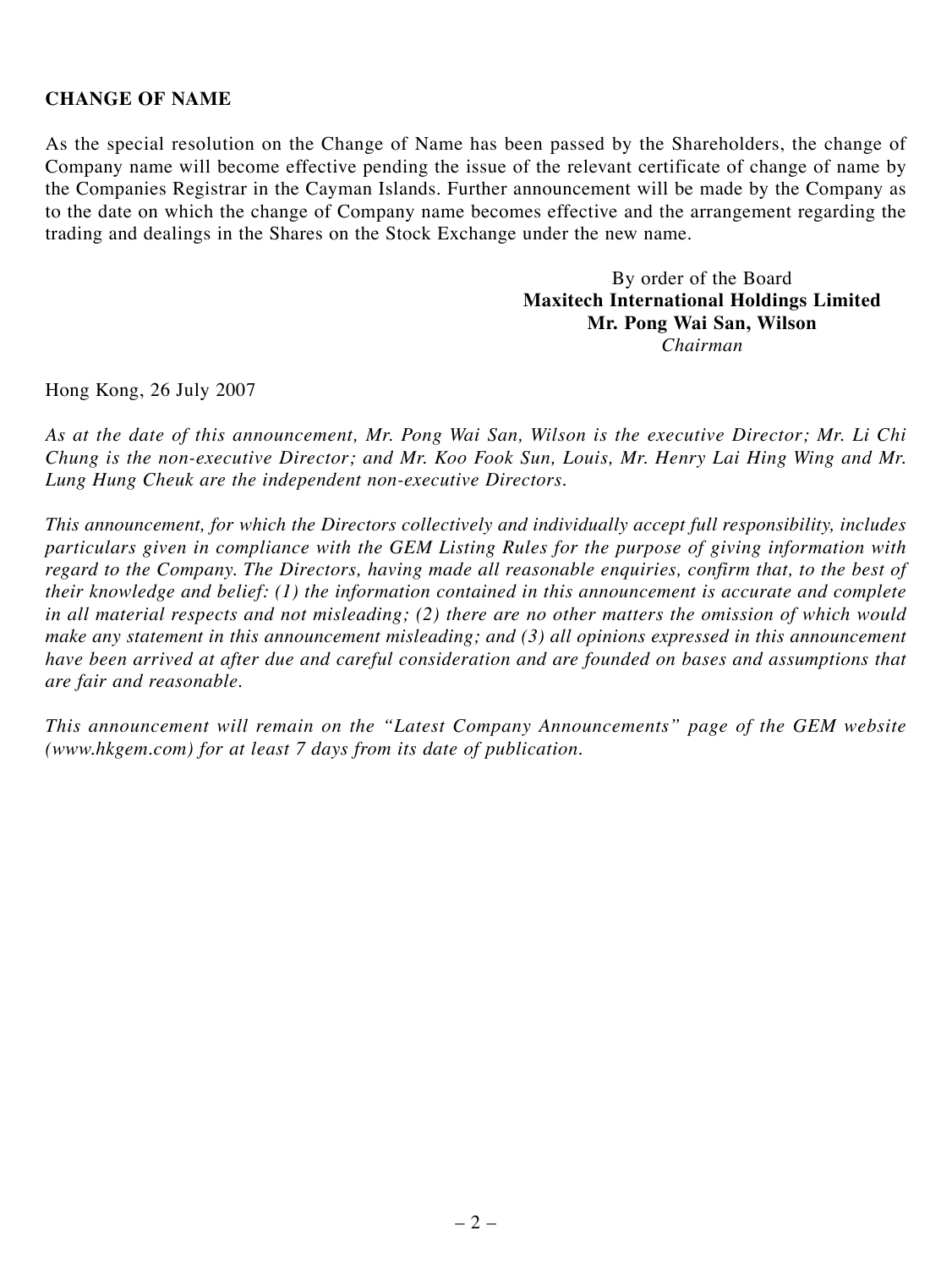## CHANGE OF NAME

As the special resolution on the Change of Name has been passed by the Shareholders, the change of Company name will become effective pending the issue of the relevant certificate of change of name by the Companies Registrar in the Cayman Islands. Further announcement will be made by the Company as to the date on which the change of Company name becomes effective and the arrangement regarding the trading and dealings in the Shares on the Stock Exchange under the new name.

By order of the Board
**Maxitech International Holdings Limited**
**Mr. Pong Wai San, Wilson**
*Chairman*

Hong Kong, 26 July 2007

*As at the date of this announcement, Mr. Pong Wai San, Wilson is the executive Director; Mr. Li Chi Chung is the non-executive Director; and Mr. Koo Fook Sun, Louis, Mr. Henry Lai Hing Wing and Mr. Lung Hung Cheuk are the independent non-executive Directors.*

*This announcement, for which the Directors collectively and individually accept full responsibility, includes particulars given in compliance with the GEM Listing Rules for the purpose of giving information with regard to the Company. The Directors, having made all reasonable enquiries, confirm that, to the best of their knowledge and belief: (1) the information contained in this announcement is accurate and complete in all material respects and not misleading; (2) there are no other matters the omission of which would make any statement in this announcement misleading; and (3) all opinions expressed in this announcement have been arrived at after due and careful consideration and are founded on bases and assumptions that are fair and reasonable.*

*This announcement will remain on the "Latest Company Announcements" page of the GEM website (www.hkgem.com) for at least 7 days from its date of publication.*